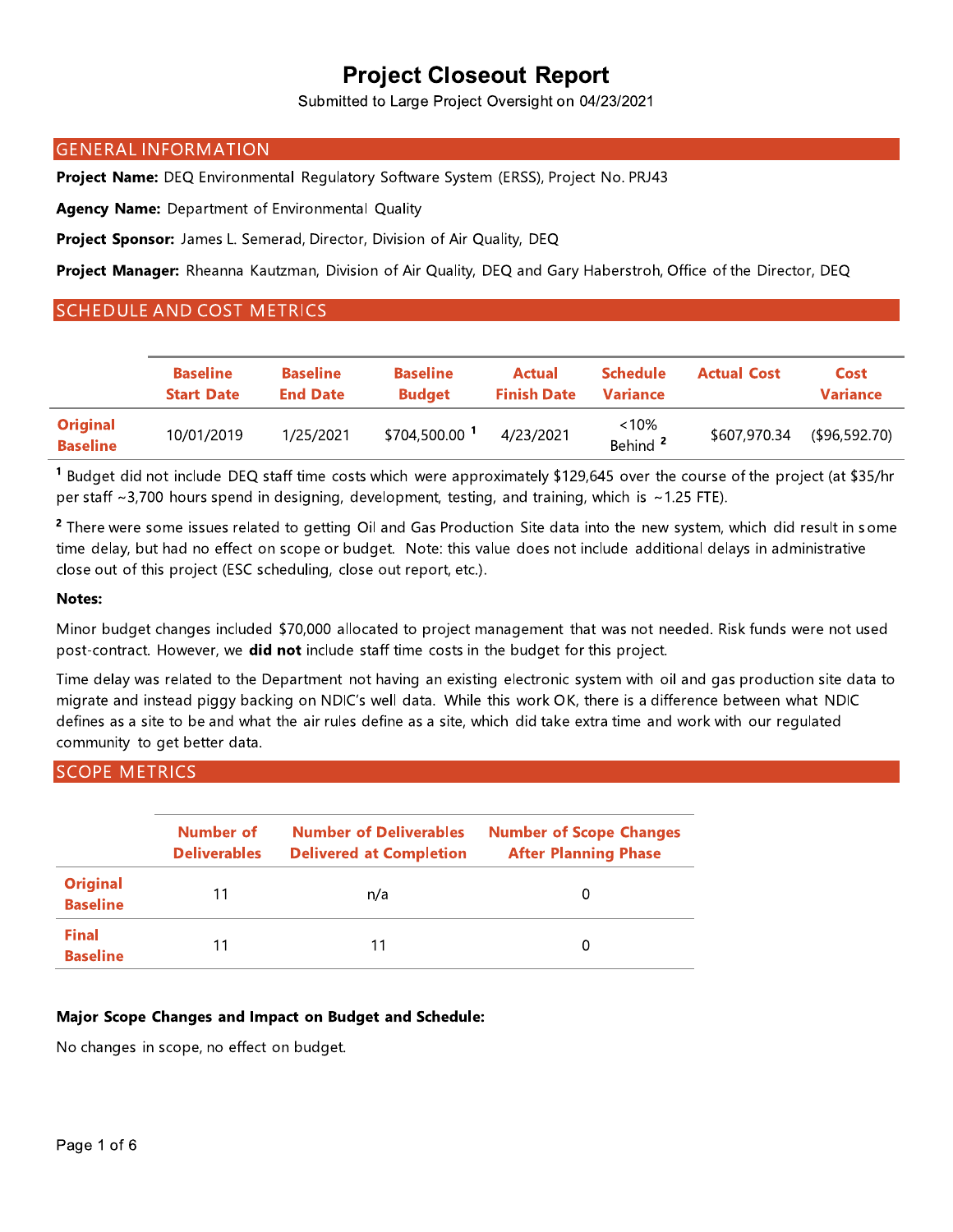# Project Closeout Report

Submitted to Large Project Oversight on 04/23/2021

## GENERAL INFORMATION

**Project Name:** DEQ Environmental Regulatory Software System (ERSS), Project No. PRJ43

**Agency Name:** Department of Environmental Quality

**Project Sponsor:** James L. Semerad, Director, Division of Air Quality, DEQ

**Project Manager:** Rheanna Kautzman, Division of Air Quality, DEQ and Gary Haberstroh, Office of the Director, DEQ

## SCHEDULE AND COST METRICS

| | Baseline Start Date | Baseline End Date | Baseline Budget | Actual Finish Date | Schedule Variance | Actual Cost | Cost Variance |
|---|---|---|---|---|---|---|---|
| **Original Baseline** | 10/01/2019 | 1/25/2021 | $704,500.00 [1] | 4/23/2021 | <10% Behind [2] | $607,970.34 | ($96,592.70) |

[1] Budget did not include DEQ staff time costs which were approximately $129,645 over the course of the project (at $35/hr per staff ~3,700 hours spend in designing, development, testing, and training, which is ~1.25 FTE).

[2] There were some issues related to getting Oil and Gas Production Site data into the new system, which did result in some time delay, but had no effect on scope or budget. Note: this value does not include additional delays in administrative close out of this project (ESC scheduling, close out report, etc.).

**Notes:**

Minor budget changes included $70,000 allocated to project management that was not needed. Risk funds were not used post-contract. However, we **did not** include staff time costs in the budget for this project.

Time delay was related to the Department not having an existing electronic system with oil and gas production site data to migrate and instead piggy backing on NDIC's well data. While this work OK, there is a difference between what NDIC defines as a site to be and what the air rules define as a site, which did take extra time and work with our regulated community to get better data.

## SCOPE METRICS

| | Number of Deliverables | Number of Deliverables Delivered at Completion | Number of Scope Changes After Planning Phase |
|---|---|---|---|
| **Original Baseline** | 11 | n/a | 0 |
| **Final Baseline** | 11 | 11 | 0 |

**Major Scope Changes and Impact on Budget and Schedule:**

No changes in scope, no effect on budget.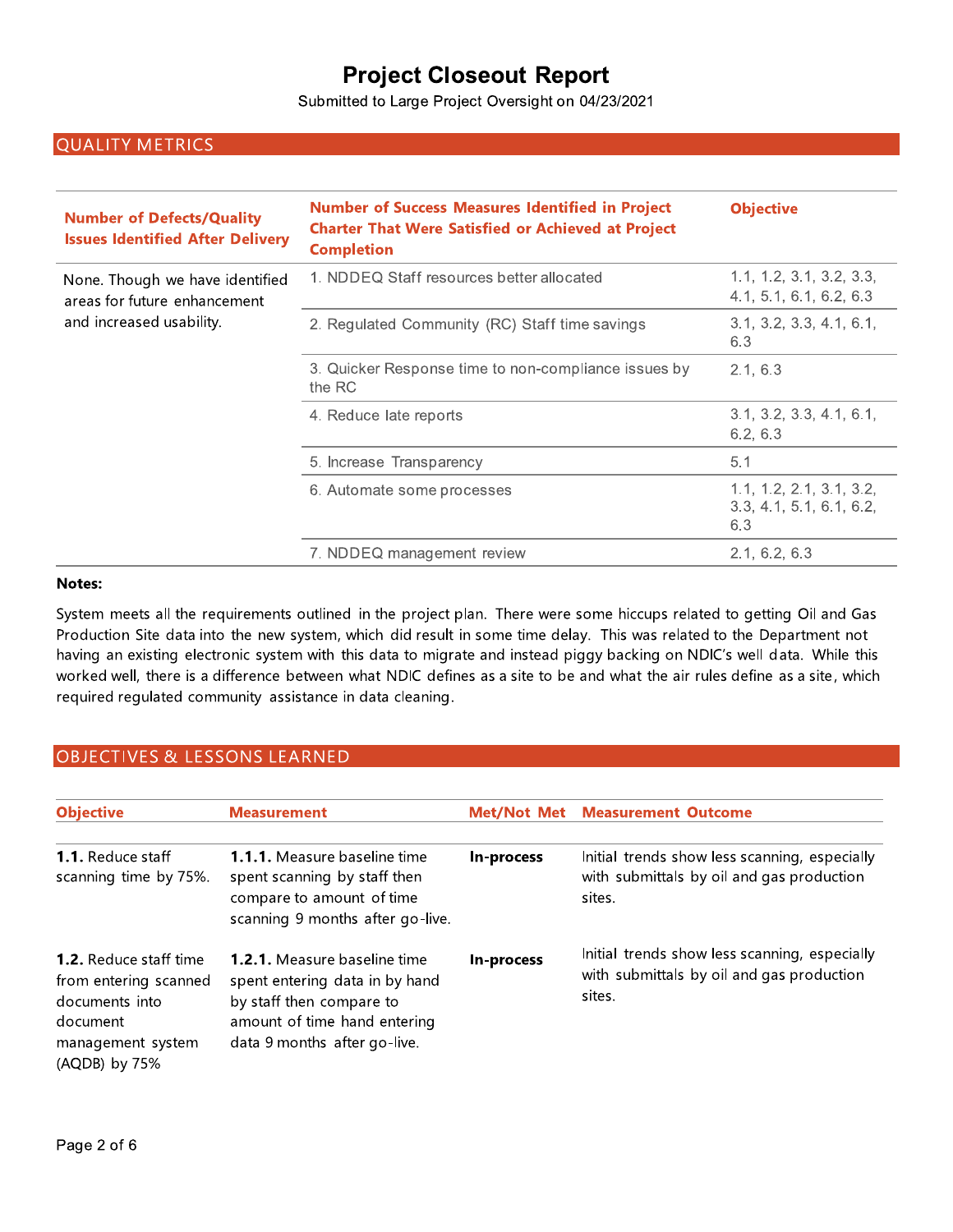# Project Closeout Report

Submitted to Large Project Oversight on 04/23/2021

## QUALITY METRICS

| Number of Defects/Quality Issues Identified After Delivery | Number of Success Measures Identified in Project Charter That Were Satisfied or Achieved at Project Completion | Objective |
|---|---|---|
| None. Though we have identified areas for future enhancement and increased usability. | 1. NDDEQ Staff resources better allocated | 1.1, 1.2, 3.1, 3.2, 3.3, 4.1, 5.1, 6.1, 6.2, 6.3 |
| | 2. Regulated Community (RC) Staff time savings | 3.1, 3.2, 3.3, 4.1, 6.1, 6.3 |
| | 3. Quicker Response time to non-compliance issues by the RC | 2.1, 6.3 |
| | 4. Reduce late reports | 3.1, 3.2, 3.3, 4.1, 6.1, 6.2, 6.3 |
| | 5. Increase Transparency | 5.1 |
| | 6. Automate some processes | 1.1, 1.2, 2.1, 3.1, 3.2, 3.3, 4.1, 5.1, 6.1, 6.2, 6.3 |
| | 7. NDDEQ management review | 2.1, 6.2, 6.3 |

**Notes:**

System meets all the requirements outlined in the project plan. There were some hiccups related to getting Oil and Gas Production Site data into the new system, which did result in some time delay. This was related to the Department not having an existing electronic system with this data to migrate and instead piggy backing on NDIC's well data. While this worked well, there is a difference between what NDIC defines as a site to be and what the air rules define as a site, which required regulated community assistance in data cleaning.

## OBJECTIVES & LESSONS LEARNED

| Objective | Measurement | Met/Not Met | Measurement Outcome |
|---|---|---|---|
| **1.1.** Reduce staff scanning time by 75%. | **1.1.1.** Measure baseline time spent scanning by staff then compare to amount of time scanning 9 months after go-live. | **In-process** | Initial trends show less scanning, especially with submittals by oil and gas production sites. |
| **1.2.** Reduce staff time from entering scanned documents into document management system (AQDB) by 75% | **1.2.1.** Measure baseline time spent entering data in by hand by staff then compare to amount of time hand entering data 9 months after go-live. | **In-process** | Initial trends show less scanning, especially with submittals by oil and gas production sites. |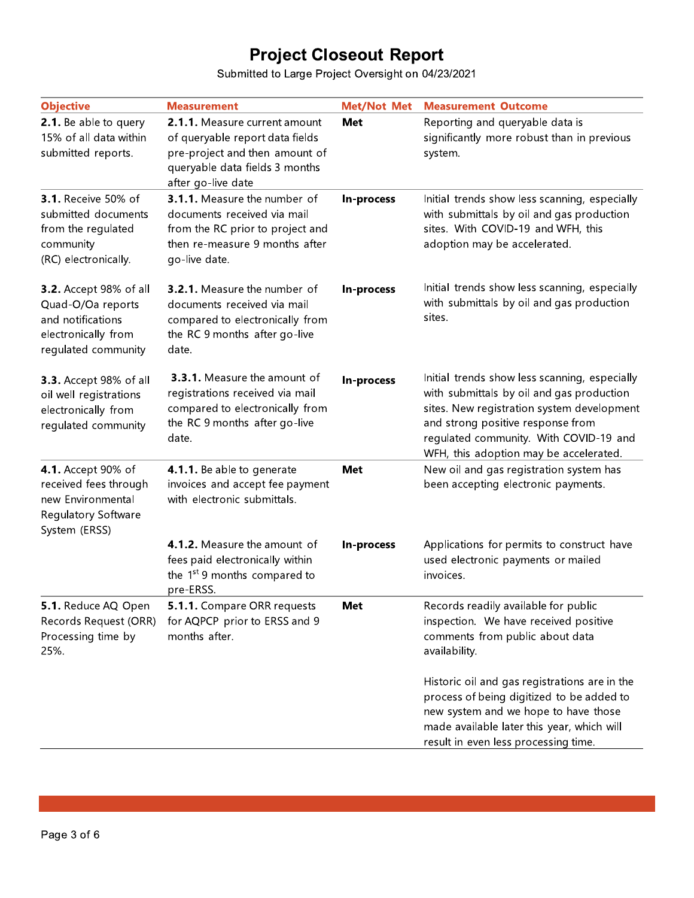# Project Closeout Report

Submitted to Large Project Oversight on 04/23/2021

| Objective | Measurement | Met/Not Met | Measurement Outcome |
|---|---|---|---|
| **2.1.** Be able to query 15% of all data within submitted reports. | **2.1.1.** Measure current amount of queryable report data fields pre-project and then amount of queryable data fields 3 months after go-live date | **Met** | Reporting and queryable data is significantly more robust than in previous system. |
| **3.1.** Receive 50% of submitted documents from the regulated community (RC) electronically. | **3.1.1.** Measure the number of documents received via mail from the RC prior to project and then re-measure 9 months after go-live date. | **In-process** | Initial trends show less scanning, especially with submittals by oil and gas production sites. With COVID-19 and WFH, this adoption may be accelerated. |
| **3.2.** Accept 98% of all Quad-O/Oa reports and notifications electronically from regulated community | **3.2.1.** Measure the number of documents received via mail compared to electronically from the RC 9 months after go-live date. | **In-process** | Initial trends show less scanning, especially with submittals by oil and gas production sites. |
| **3.3.** Accept 98% of all oil well registrations electronically from regulated community | **3.3.1.** Measure the amount of registrations received via mail compared to electronically from the RC 9 months after go-live date. | **In-process** | Initial trends show less scanning, especially with submittals by oil and gas production sites. New registration system development and strong positive response from regulated community. With COVID-19 and WFH, this adoption may be accelerated. |
| **4.1.** Accept 90% of received fees through new Environmental Regulatory Software System (ERSS) | **4.1.1.** Be able to generate invoices and accept fee payment with electronic submittals. | **Met** | New oil and gas registration system has been accepting electronic payments. |
| | **4.1.2.** Measure the amount of fees paid electronically within the 1st 9 months compared to pre-ERSS. | **In-process** | Applications for permits to construct have used electronic payments or mailed invoices. |
| **5.1.** Reduce AQ Open Records Request (ORR) Processing time by 25%. | **5.1.1.** Compare ORR requests for AQPCP prior to ERSS and 9 months after. | **Met** | Records readily available for public inspection. We have received positive comments from public about data availability.<br><br>Historic oil and gas registrations are in the process of being digitized to be added to new system and we hope to have those made available later this year, which will result in even less processing time. |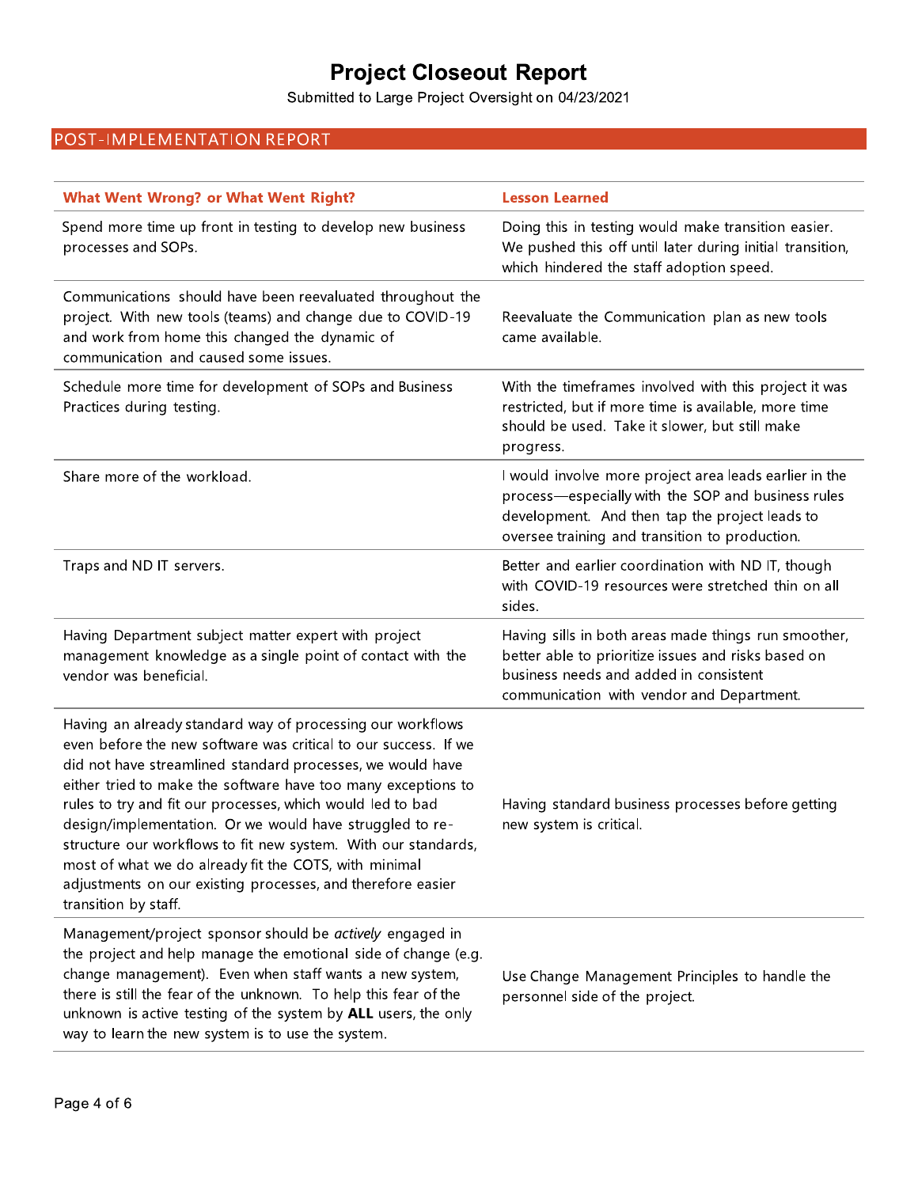# Project Closeout Report

Submitted to Large Project Oversight on 04/23/2021

## POST-IMPLEMENTATION REPORT

| What Went Wrong? or What Went Right? | Lesson Learned |
|---|---|
| Spend more time up front in testing to develop new business processes and SOPs. | Doing this in testing would make transition easier. We pushed this off until later during initial transition, which hindered the staff adoption speed. |
| Communications should have been reevaluated throughout the project. With new tools (teams) and change due to COVID-19 and work from home this changed the dynamic of communication and caused some issues. | Reevaluate the Communication plan as new tools came available. |
| Schedule more time for development of SOPs and Business Practices during testing. | With the timeframes involved with this project it was restricted, but if more time is available, more time should be used. Take it slower, but still make progress. |
| Share more of the workload. | I would involve more project area leads earlier in the process—especially with the SOP and business rules development. And then tap the project leads to oversee training and transition to production. |
| Traps and ND IT servers. | Better and earlier coordination with ND IT, though with COVID-19 resources were stretched thin on all sides. |
| Having Department subject matter expert with project management knowledge as a single point of contact with the vendor was beneficial. | Having sills in both areas made things run smoother, better able to prioritize issues and risks based on business needs and added in consistent communication with vendor and Department. |
| Having an already standard way of processing our workflows even before the new software was critical to our success. If we did not have streamlined standard processes, we would have either tried to make the software have too many exceptions to rules to try and fit our processes, which would led to bad design/implementation. Or we would have struggled to re-structure our workflows to fit new system. With our standards, most of what we do already fit the COTS, with minimal adjustments on our existing processes, and therefore easier transition by staff. | Having standard business processes before getting new system is critical. |
| Management/project sponsor should be *actively* engaged in the project and help manage the emotional side of change (e.g. change management). Even when staff wants a new system, there is still the fear of the unknown. To help this fear of the unknown is active testing of the system by **ALL** users, the only way to learn the new system is to use the system. | Use Change Management Principles to handle the personnel side of the project. |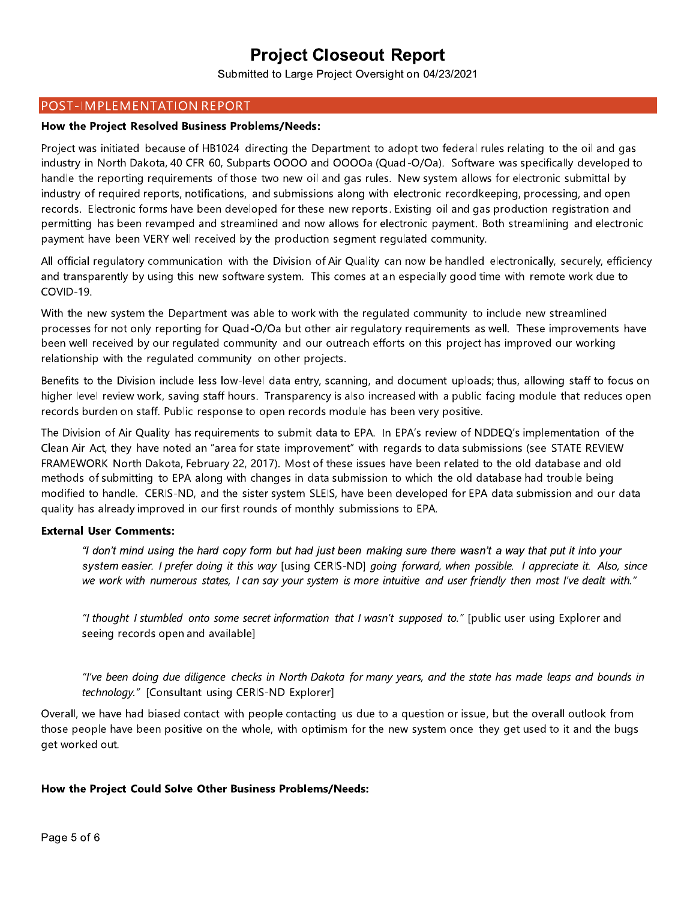# Project Closeout Report

Submitted to Large Project Oversight on 04/23/2021

## POST-IMPLEMENTATION REPORT

**How the Project Resolved Business Problems/Needs:**

Project was initiated because of HB1024 directing the Department to adopt two federal rules relating to the oil and gas industry in North Dakota, 40 CFR 60, Subparts OOOO and OOOOa (Quad-O/Oa). Software was specifically developed to handle the reporting requirements of those two new oil and gas rules. New system allows for electronic submittal by industry of required reports, notifications, and submissions along with electronic recordkeeping, processing, and open records. Electronic forms have been developed for these new reports. Existing oil and gas production registration and permitting has been revamped and streamlined and now allows for electronic payment. Both streamlining and electronic payment have been VERY well received by the production segment regulated community.

All official regulatory communication with the Division of Air Quality can now be handled electronically, securely, efficiency and transparently by using this new software system. This comes at an especially good time with remote work due to COVID-19.

With the new system the Department was able to work with the regulated community to include new streamlined processes for not only reporting for Quad-O/Oa but other air regulatory requirements as well. These improvements have been well received by our regulated community and our outreach efforts on this project has improved our working relationship with the regulated community on other projects.

Benefits to the Division include less low-level data entry, scanning, and document uploads; thus, allowing staff to focus on higher level review work, saving staff hours. Transparency is also increased with a public facing module that reduces open records burden on staff. Public response to open records module has been very positive.

The Division of Air Quality has requirements to submit data to EPA. In EPA's review of NDDEQ's implementation of the Clean Air Act, they have noted an "area for state improvement" with regards to data submissions (see STATE REVIEW FRAMEWORK North Dakota, February 22, 2017). Most of these issues have been related to the old database and old methods of submitting to EPA along with changes in data submission to which the old database had trouble being modified to handle. CERIS-ND, and the sister system SLEIS, have been developed for EPA data submission and our data quality has already improved in our first rounds of monthly submissions to EPA.

**External User Comments:**

> *"I don't mind using the hard copy form but had just been making sure there wasn't a way that put it into your system easier. I prefer doing it this way* [using CERIS-ND] *going forward, when possible. I appreciate it. Also, since we work with numerous states, I can say your system is more intuitive and user friendly then most I've dealt with."*

> *"I thought I stumbled onto some secret information that I wasn't supposed to."* [public user using Explorer and seeing records open and available]

> *"I've been doing due diligence checks in North Dakota for many years, and the state has made leaps and bounds in technology."* [Consultant using CERIS-ND Explorer]

Overall, we have had biased contact with people contacting us due to a question or issue, but the overall outlook from those people have been positive on the whole, with optimism for the new system once they get used to it and the bugs get worked out.

**How the Project Could Solve Other Business Problems/Needs:**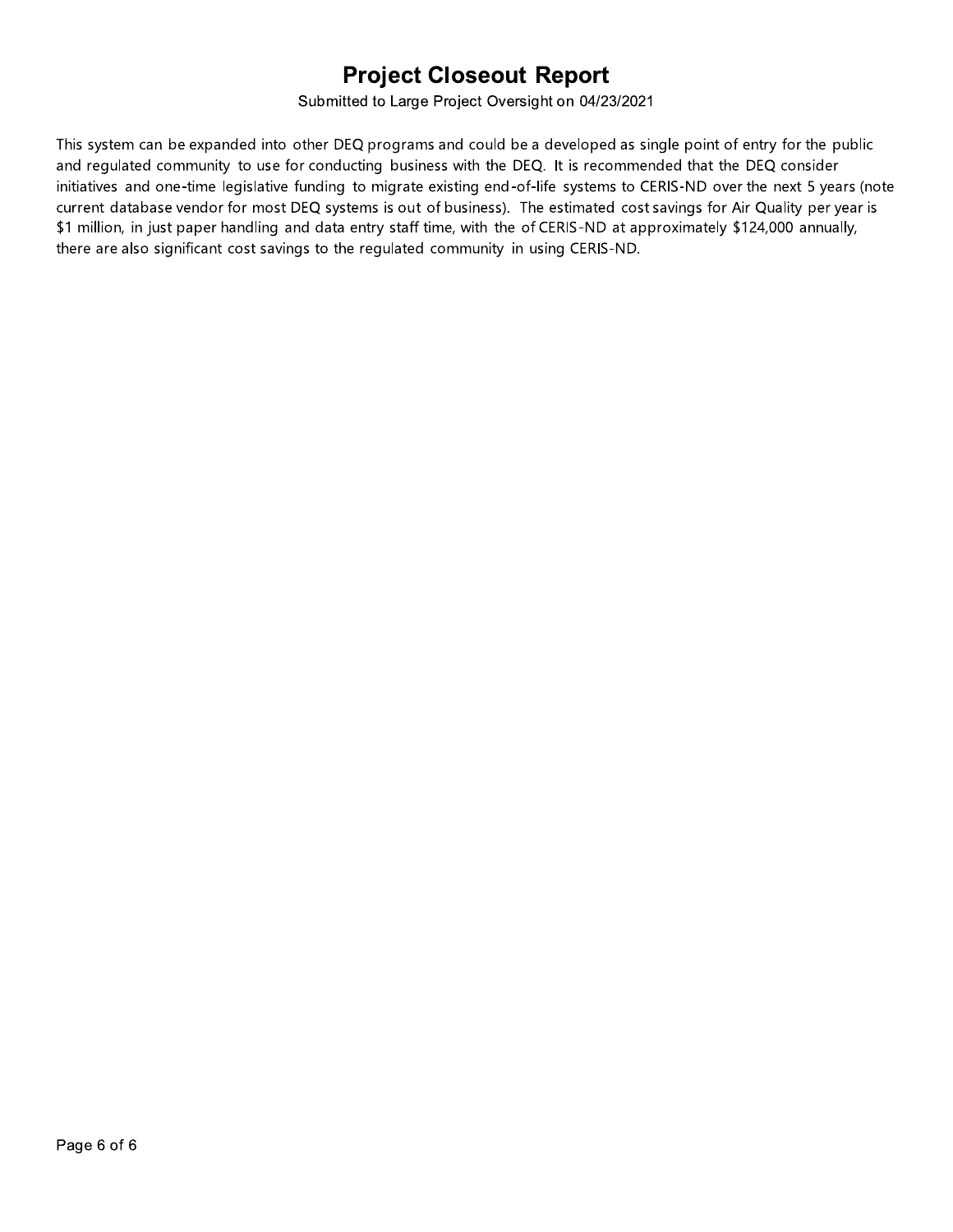# Project Closeout Report

Submitted to Large Project Oversight on 04/23/2021

This system can be expanded into other DEQ programs and could be a developed as single point of entry for the public and regulated community to use for conducting business with the DEQ. It is recommended that the DEQ consider initiatives and one-time legislative funding to migrate existing end-of-life systems to CERIS-ND over the next 5 years (note current database vendor for most DEQ systems is out of business). The estimated cost savings for Air Quality per year is $1 million, in just paper handling and data entry staff time, with the of CERIS-ND at approximately $124,000 annually, there are also significant cost savings to the regulated community in using CERIS-ND.